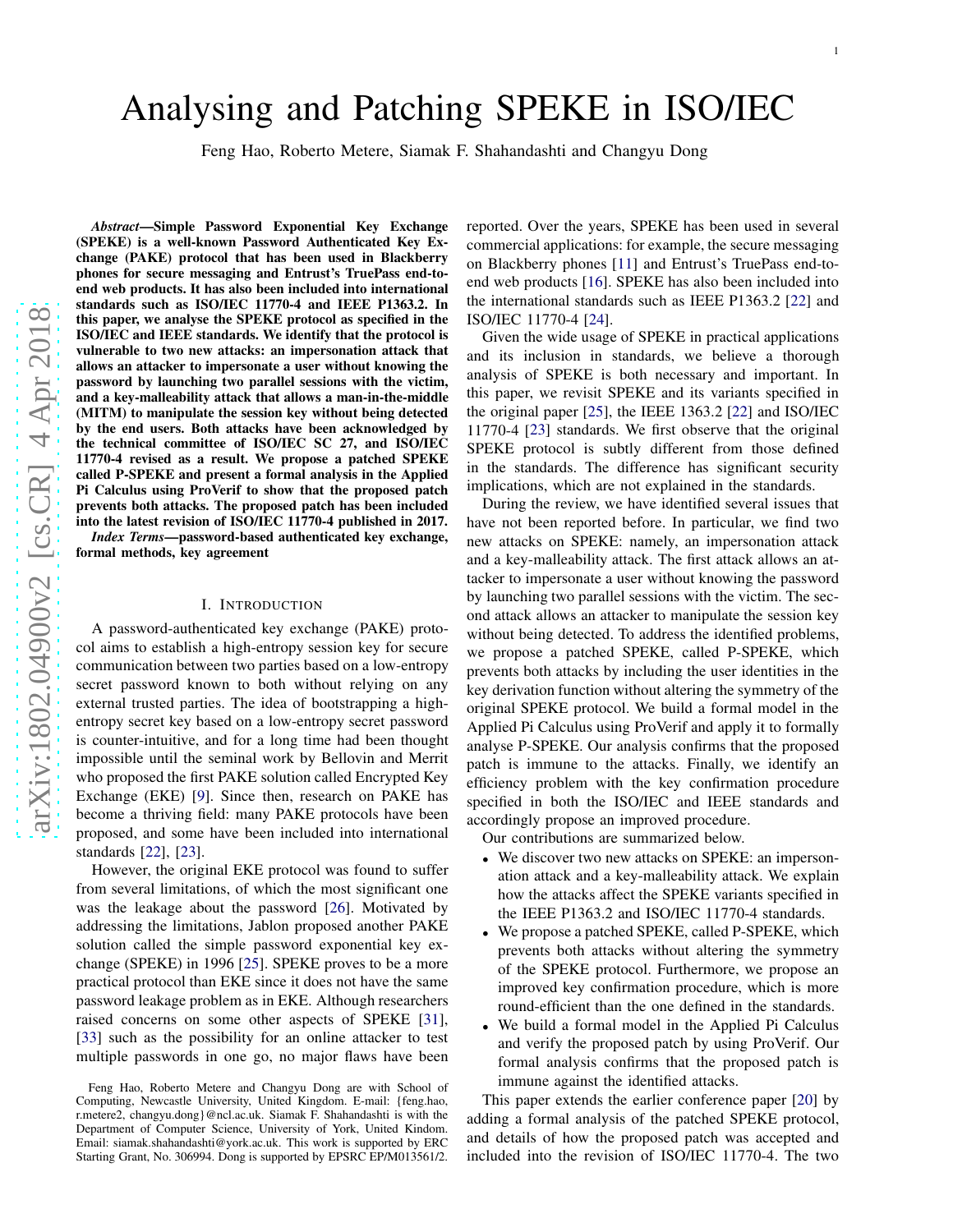# Analysing and Patching SPEKE in ISO/IEC

Feng Hao, Roberto Metere, Siamak F. Shahandashti and Changyu Dong

***Abstract*—Simple Password Exponential Key Exchange (SPEKE) is a well-known Password Authenticated Key Exchange (PAKE) protocol that has been used in Blackberry phones for secure messaging and Entrust's TruePass end-to-end web products. It has also been included into international standards such as ISO/IEC 11770-4 and IEEE P1363.2. In this paper, we analyse the SPEKE protocol as specified in the ISO/IEC and IEEE standards. We identify that the protocol is vulnerable to two new attacks: an impersonation attack that allows an attacker to impersonate a user without knowing the password by launching two parallel sessions with the victim, and a key-malleability attack that allows a man-in-the-middle (MITM) to manipulate the session key without being detected by the end users. Both attacks have been acknowledged by the technical committee of ISO/IEC SC 27, and ISO/IEC 11770-4 revised as a result. We propose a patched SPEKE called P-SPEKE and present a formal analysis in the Applied Pi Calculus using ProVerif to show that the proposed patch prevents both attacks. The proposed patch has been included into the latest revision of ISO/IEC 11770-4 published in 2017.**

***Index Terms*—password-based authenticated key exchange, formal methods, key agreement**

## I. Introduction

A password-authenticated key exchange (PAKE) protocol aims to establish a high-entropy session key for secure communication between two parties based on a low-entropy secret password known to both without relying on any external trusted parties. The idea of bootstrapping a high-entropy secret key based on a low-entropy secret password is counter-intuitive, and for a long time had been thought impossible until the seminal work by Bellovin and Merrit who proposed the first PAKE solution called Encrypted Key Exchange (EKE) [9]. Since then, research on PAKE has become a thriving field: many PAKE protocols have been proposed, and some have been included into international standards [22], [23].

However, the original EKE protocol was found to suffer from several limitations, of which the most significant one was the leakage about the password [26]. Motivated by addressing the limitations, Jablon proposed another PAKE solution called the simple password exponential key exchange (SPEKE) in 1996 [25]. SPEKE proves to be a more practical protocol than EKE since it does not have the same password leakage problem as in EKE. Although researchers raised concerns on some other aspects of SPEKE [31], [33] such as the possibility for an online attacker to test multiple passwords in one go, no major flaws have been reported. Over the years, SPEKE has been used in several commercial applications: for example, the secure messaging on Blackberry phones [11] and Entrust's TruePass end-to-end web products [16]. SPEKE has also been included into the international standards such as IEEE P1363.2 [22] and ISO/IEC 11770-4 [24].

Given the wide usage of SPEKE in practical applications and its inclusion in standards, we believe a thorough analysis of SPEKE is both necessary and important. In this paper, we revisit SPEKE and its variants specified in the original paper [25], the IEEE 1363.2 [22] and ISO/IEC 11770-4 [23] standards. We first observe that the original SPEKE protocol is subtly different from those defined in the standards. The difference has significant security implications, which are not explained in the standards.

During the review, we have identified several issues that have not been reported before. In particular, we find two new attacks on SPEKE: namely, an impersonation attack and a key-malleability attack. The first attack allows an attacker to impersonate a user without knowing the password by launching two parallel sessions with the victim. The second attack allows an attacker to manipulate the session key without being detected. To address the identified problems, we propose a patched SPEKE, called P-SPEKE, which prevents both attacks by including the user identities in the key derivation function without altering the symmetry of the original SPEKE protocol. We build a formal model in the Applied Pi Calculus using ProVerif and apply it to formally analyse P-SPEKE. Our analysis confirms that the proposed patch is immune to the attacks. Finally, we identify an efficiency problem with the key confirmation procedure specified in both the ISO/IEC and IEEE standards and accordingly propose an improved procedure.

Our contributions are summarized below.

- We discover two new attacks on SPEKE: an impersonation attack and a key-malleability attack. We explain how the attacks affect the SPEKE variants specified in the IEEE P1363.2 and ISO/IEC 11770-4 standards.
- We propose a patched SPEKE, called P-SPEKE, which prevents both attacks without altering the symmetry of the SPEKE protocol. Furthermore, we propose an improved key confirmation procedure, which is more round-efficient than the one defined in the standards.
- We build a formal model in the Applied Pi Calculus and verify the proposed patch by using ProVerif. Our formal analysis confirms that the proposed patch is immune against the identified attacks.

This paper extends the earlier conference paper [20] by adding a formal analysis of the patched SPEKE protocol, and details of how the proposed patch was accepted and included into the revision of ISO/IEC 11770-4. The two

Feng Hao, Roberto Metere and Changyu Dong are with School of Computing, Newcastle University, United Kingdom. E-mail: {feng.hao, r.metere2, changyu.dong}@ncl.ac.uk. Siamak F. Shahandashti is with the Department of Computer Science, University of York, United Kindom. Email: siamak.shahandashti@york.ac.uk. This work is supported by ERC Starting Grant, No. 306994. Dong is supported by EPSRC EP/M013561/2.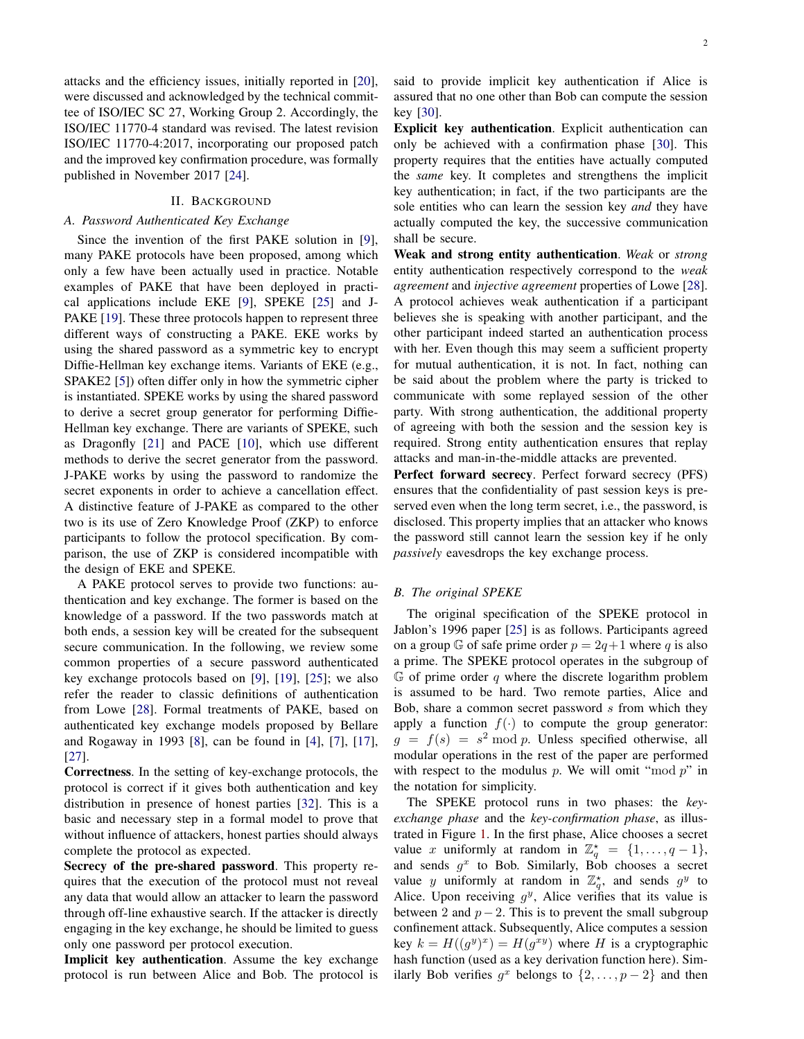attacks and the efficiency issues, initially reported in [20], were discussed and acknowledged by the technical committee of ISO/IEC SC 27, Working Group 2. Accordingly, the ISO/IEC 11770-4 standard was revised. The latest revision ISO/IEC 11770-4:2017, incorporating our proposed patch and the improved key confirmation procedure, was formally published in November 2017 [24].

## II. Background

### A. Password Authenticated Key Exchange

Since the invention of the first PAKE solution in [9], many PAKE protocols have been proposed, among which only a few have been actually used in practice. Notable examples of PAKE that have been deployed in practical applications include EKE [9], SPEKE [25] and J-PAKE [19]. These three protocols happen to represent three different ways of constructing a PAKE. EKE works by using the shared password as a symmetric key to encrypt Diffie-Hellman key exchange items. Variants of EKE (e.g., SPAKE2 [5]) often differ only in how the symmetric cipher is instantiated. SPEKE works by using the shared password to derive a secret group generator for performing Diffie-Hellman key exchange. There are variants of SPEKE, such as Dragonfly [21] and PACE [10], which use different methods to derive the secret generator from the password. J-PAKE works by using the password to randomize the secret exponents in order to achieve a cancellation effect. A distinctive feature of J-PAKE as compared to the other two is its use of Zero Knowledge Proof (ZKP) to enforce participants to follow the protocol specification. By comparison, the use of ZKP is considered incompatible with the design of EKE and SPEKE.

A PAKE protocol serves to provide two functions: authentication and key exchange. The former is based on the knowledge of a password. If the two passwords match at both ends, a session key will be created for the subsequent secure communication. In the following, we review some common properties of a secure password authenticated key exchange protocols based on [9], [19], [25]; we also refer the reader to classic definitions of authentication from Lowe [28]. Formal treatments of PAKE, based on authenticated key exchange models proposed by Bellare and Rogaway in 1993 [8], can be found in [4], [7], [17], [27].

**Correctness**. In the setting of key-exchange protocols, the protocol is correct if it gives both authentication and key distribution in presence of honest parties [32]. This is a basic and necessary step in a formal model to prove that without influence of attackers, honest parties should always complete the protocol as expected.

**Secrecy of the pre-shared password**. This property requires that the execution of the protocol must not reveal any data that would allow an attacker to learn the password through off-line exhaustive search. If the attacker is directly engaging in the key exchange, he should be limited to guess only one password per protocol execution.

**Implicit key authentication**. Assume the key exchange protocol is run between Alice and Bob. The protocol is said to provide implicit key authentication if Alice is assured that no one other than Bob can compute the session key [30].

**Explicit key authentication**. Explicit authentication can only be achieved with a confirmation phase [30]. This property requires that the entities have actually computed the *same* key. It completes and strengthens the implicit key authentication; in fact, if the two participants are the sole entities who can learn the session key *and* they have actually computed the key, the successive communication shall be secure.

**Weak and strong entity authentication**. *Weak* or *strong* entity authentication respectively correspond to the *weak agreement* and *injective agreement* properties of Lowe [28]. A protocol achieves weak authentication if a participant believes she is speaking with another participant, and the other participant indeed started an authentication process with her. Even though this may seem a sufficient property for mutual authentication, it is not. In fact, nothing can be said about the problem where the party is tricked to communicate with some replayed session of the other party. With strong authentication, the additional property of agreeing with both the session and the session key is required. Strong entity authentication ensures that replay attacks and man-in-the-middle attacks are prevented.

**Perfect forward secrecy**. Perfect forward secrecy (PFS) ensures that the confidentiality of past session keys is preserved even when the long term secret, i.e., the password, is disclosed. This property implies that an attacker who knows the password still cannot learn the session key if he only *passively* eavesdrops the key exchange process.

### B. The original SPEKE

The original specification of the SPEKE protocol in Jablon's 1996 paper [25] is as follows. Participants agreed on a group $\mathbb{G}$ of safe prime order $p = 2q+1$ where $q$ is also a prime. The SPEKE protocol operates in the subgroup of $\mathbb{G}$ of prime order $q$ where the discrete logarithm problem is assumed to be hard. Two remote parties, Alice and Bob, share a common secret password $s$ from which they apply a function $f(\cdot)$ to compute the group generator: $g = f(s) = s^2 \bmod p$. Unless specified otherwise, all modular operations in the rest of the paper are performed with respect to the modulus $p$. We will omit "$\bmod p$" in the notation for simplicity.

The SPEKE protocol runs in two phases: the *key-exchange phase* and the *key-confirmation phase*, as illustrated in Figure 1. In the first phase, Alice chooses a secret value $x$ uniformly at random in $\mathbb{Z}_q^\star = \{1, \ldots, q-1\}$, and sends $g^x$ to Bob. Similarly, Bob chooses a secret value $y$ uniformly at random in $\mathbb{Z}_q^\star$, and sends $g^y$ to Alice. Upon receiving $g^y$, Alice verifies that its value is between 2 and $p-2$. This is to prevent the small subgroup confinement attack. Subsequently, Alice computes a session key $k = H((g^y)^x) = H(g^{xy})$ where $H$ is a cryptographic hash function (used as a key derivation function here). Similarly Bob verifies $g^x$ belongs to $\{2, \ldots, p-2\}$ and then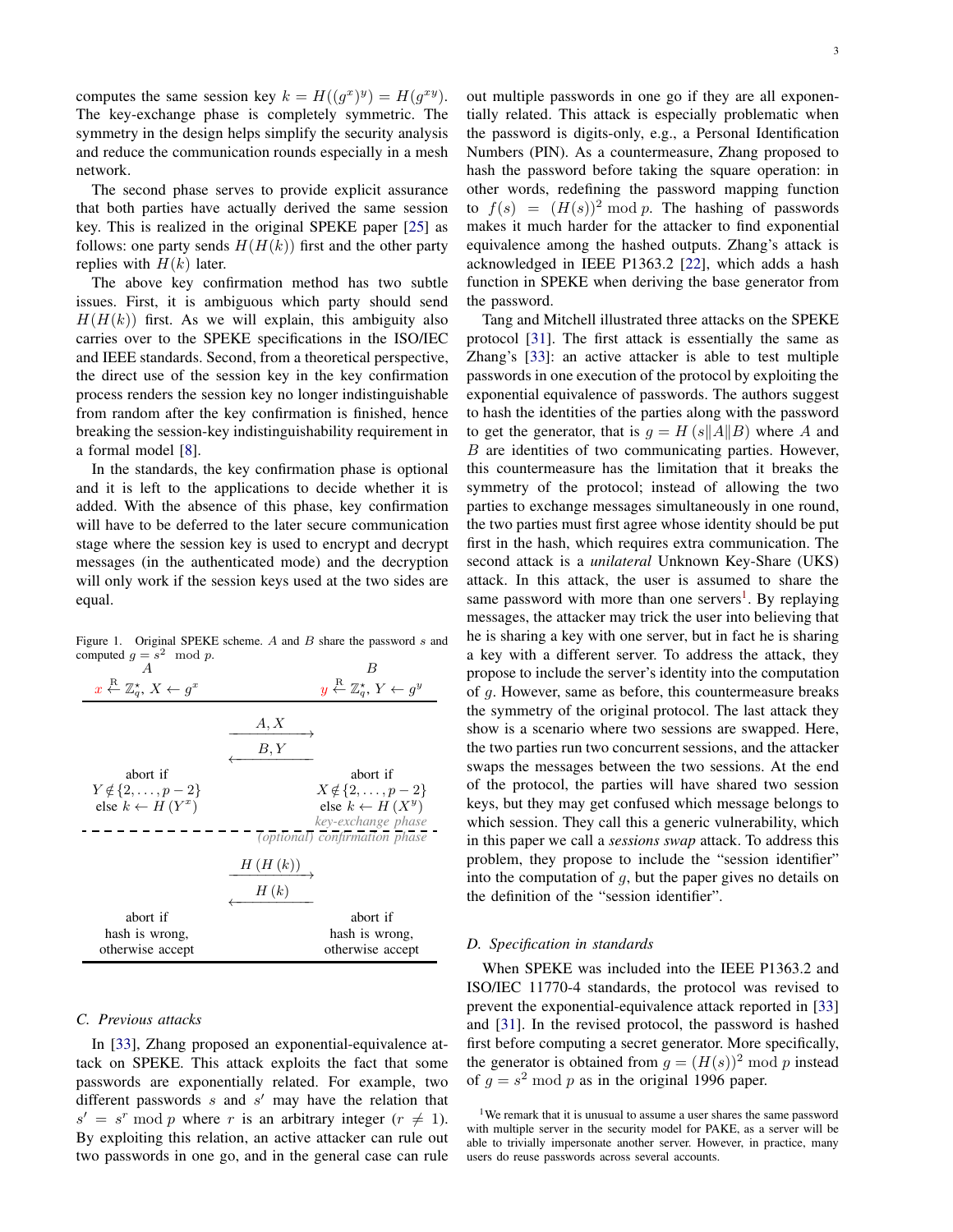computes the same session key $k = H((g^x)^y) = H(g^{xy})$. The key-exchange phase is completely symmetric. The symmetry in the design helps simplify the security analysis and reduce the communication rounds especially in a mesh network.

The second phase serves to provide explicit assurance that both parties have actually derived the same session key. This is realized in the original SPEKE paper [25] as follows: one party sends $H(H(k))$ first and the other party replies with $H(k)$ later.

The above key confirmation method has two subtle issues. First, it is ambiguous which party should send $H(H(k))$ first. As we will explain, this ambiguity also carries over to the SPEKE specifications in the ISO/IEC and IEEE standards. Second, from a theoretical perspective, the direct use of the session key in the key confirmation process renders the session key no longer indistinguishable from random after the key confirmation is finished, hence breaking the session-key indistinguishability requirement in a formal model [8].

In the standards, the key confirmation phase is optional and it is left to the applications to decide whether it is added. With the absence of this phase, key confirmation will have to be deferred to the later secure communication stage where the session key is used to encrypt and decrypt messages (in the authenticated mode) and the decryption will only work if the session keys used at the two sides are equal.

Figure 1. Original SPEKE scheme. $A$ and $B$ share the password $s$ and computed $g = s^2 \mod p$.

| $A$ | | $B$ |
|---|---|---|
| $x \stackrel{R}{\leftarrow} \mathbb{Z}_q^\star$, $X \leftarrow g^x$ | | $y \stackrel{R}{\leftarrow} \mathbb{Z}_q^\star$, $Y \leftarrow g^y$ |
| | $A, X$ $\longrightarrow$ | |
| | $\longleftarrow$ $B, Y$ | |
| abort if $Y \notin \{2, \ldots, p-2\}$ else $k \leftarrow H(Y^x)$ | | abort if $X \notin \{2, \ldots, p-2\}$ else $k \leftarrow H(X^y)$ |
| | | *key-exchange phase* |
| | | *(optional) confirmation phase* |
| | $H(H(k))$ $\longrightarrow$ | |
| | $\longleftarrow$ $H(k)$ | |
| abort if hash is wrong, otherwise accept | | abort if hash is wrong, otherwise accept |

### C. Previous attacks

In [33], Zhang proposed an exponential-equivalence attack on SPEKE. This attack exploits the fact that some passwords are exponentially related. For example, two different passwords $s$ and $s'$ may have the relation that $s' = s^r \bmod p$ where $r$ is an arbitrary integer ($r \neq 1$). By exploiting this relation, an active attacker can rule out two passwords in one go, and in the general case can rule out multiple passwords in one go if they are all exponentially related. This attack is especially problematic when the password is digits-only, e.g., a Personal Identification Numbers (PIN). As a countermeasure, Zhang proposed to hash the password before taking the square operation: in other words, redefining the password mapping function to $f(s) = (H(s))^2 \bmod p$. The hashing of passwords makes it much harder for the attacker to find exponential equivalence among the hashed outputs. Zhang's attack is acknowledged in IEEE P1363.2 [22], which adds a hash function in SPEKE when deriving the base generator from the password.

Tang and Mitchell illustrated three attacks on the SPEKE protocol [31]. The first attack is essentially the same as Zhang's [33]: an active attacker is able to test multiple passwords in one execution of the protocol by exploiting the exponential equivalence of passwords. The authors suggest to hash the identities of the parties along with the password to get the generator, that is $g = H(s\|A\|B)$ where $A$ and $B$ are identities of two communicating parties. However, this countermeasure has the limitation that it breaks the symmetry of the protocol; instead of allowing the two parties to exchange messages simultaneously in one round, the two parties must first agree whose identity should be put first in the hash, which requires extra communication. The second attack is a *unilateral* Unknown Key-Share (UKS) attack. In this attack, the user is assumed to share the same password with more than one servers[1]. By replaying messages, the attacker may trick the user into believing that he is sharing a key with one server, but in fact he is sharing a key with a different server. To address the attack, they propose to include the server's identity into the computation of $g$. However, same as before, this countermeasure breaks the symmetry of the original protocol. The last attack they show is a scenario where two sessions are swapped. Here, the two parties run two concurrent sessions, and the attacker swaps the messages between the two sessions. At the end of the protocol, the parties will have shared two session keys, but they may get confused which message belongs to which session. They call this a generic vulnerability, which in this paper we call a *sessions swap* attack. To address this problem, they propose to include the "session identifier" into the computation of $g$, but the paper gives no details on the definition of the "session identifier".

### D. Specification in standards

When SPEKE was included into the IEEE P1363.2 and ISO/IEC 11770-4 standards, the protocol was revised to prevent the exponential-equivalence attack reported in [33] and [31]. In the revised protocol, the password is hashed first before computing a secret generator. More specifically, the generator is obtained from $g = (H(s))^2 \bmod p$ instead of $g = s^2 \bmod p$ as in the original 1996 paper.

[1] We remark that it is unusual to assume a user shares the same password with multiple server in the security model for PAKE, as a server will be able to trivially impersonate another server. However, in practice, many users do reuse passwords across several accounts.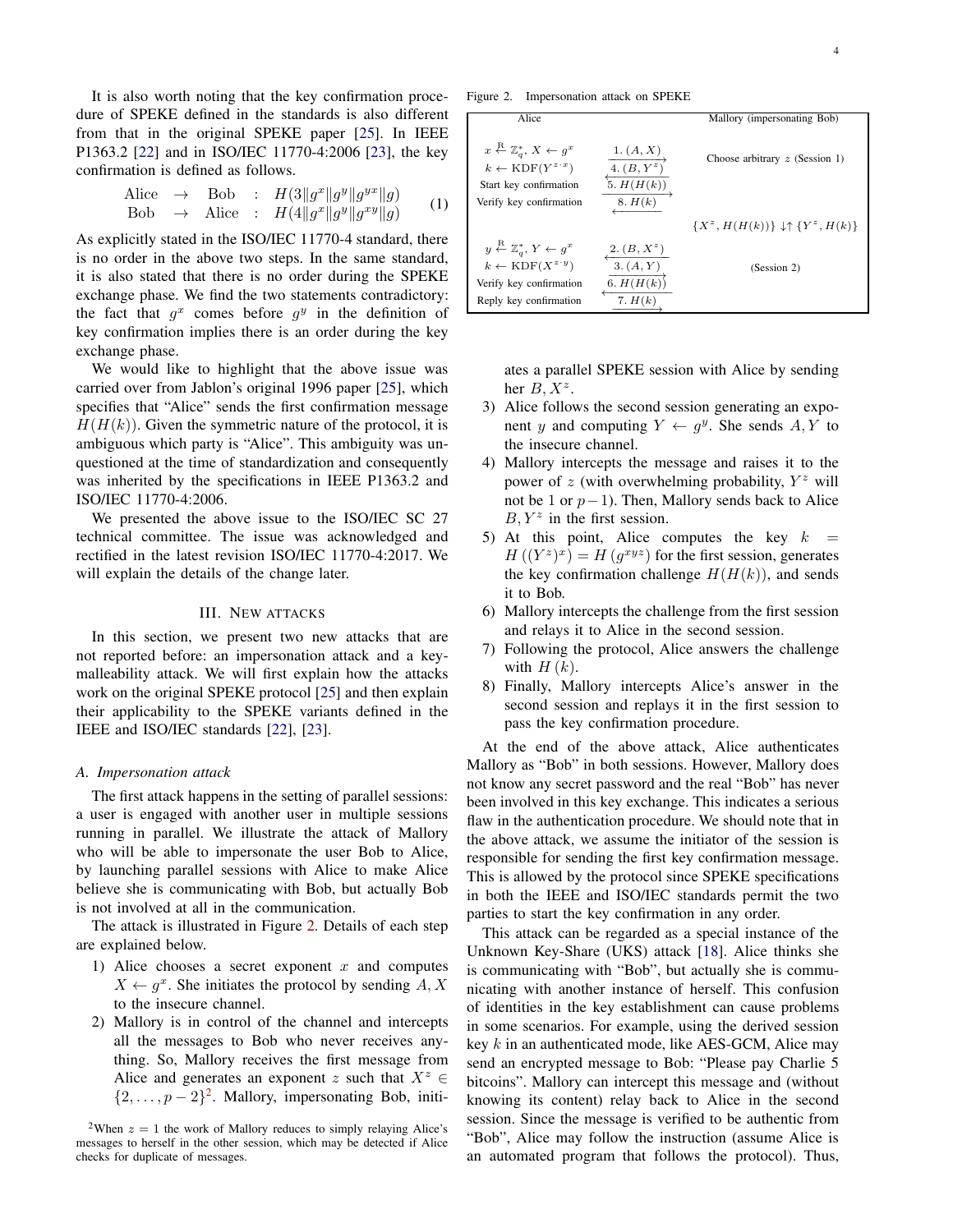It is also worth noting that the key confirmation procedure of SPEKE defined in the standards is also different from that in the original SPEKE paper [25]. In IEEE P1363.2 [22] and in ISO/IEC 11770-4:2006 [23], the key confirmation is defined as follows.

$$\begin{array}{lcll} \text{Alice} & \rightarrow & \text{Bob} & : \; H(3\|g^x\|g^y\|g^{yx}\|g) \\ \text{Bob} & \rightarrow & \text{Alice} & : \; H(4\|g^x\|g^y\|g^{xy}\|g) \end{array} \quad (1)$$

As explicitly stated in the ISO/IEC 11770-4 standard, there is no order in the above two steps. In the same standard, it is also stated that there is no order during the SPEKE exchange phase. We find the two statements contradictory: the fact that $g^x$ comes before $g^y$ in the definition of key confirmation implies there is an order during the key exchange phase.

We would like to highlight that the above issue was carried over from Jablon's original 1996 paper [25], which specifies that "Alice" sends the first confirmation message $H(H(k))$. Given the symmetric nature of the protocol, it is ambiguous which party is "Alice". This ambiguity was unquestioned at the time of standardization and consequently was inherited by the specifications in IEEE P1363.2 and ISO/IEC 11770-4:2006.

We presented the above issue to the ISO/IEC SC 27 technical committee. The issue was acknowledged and rectified in the latest revision ISO/IEC 11770-4:2017. We will explain the details of the change later.

## III. New attacks

In this section, we present two new attacks that are not reported before: an impersonation attack and a key-malleability attack. We will first explain how the attacks work on the original SPEKE protocol [25] and then explain their applicability to the SPEKE variants defined in the IEEE and ISO/IEC standards [22], [23].

### A. Impersonation attack

The first attack happens in the setting of parallel sessions: a user is engaged with another user in multiple sessions running in parallel. We illustrate the attack of Mallory who will be able to impersonate the user Bob to Alice, by launching parallel sessions with Alice to make Alice believe she is communicating with Bob, but actually Bob is not involved at all in the communication.

The attack is illustrated in Figure 2. Details of each step are explained below.

1) Alice chooses a secret exponent $x$ and computes $X \leftarrow g^x$. She initiates the protocol by sending $A, X$ to the insecure channel.
2) Mallory is in control of the channel and intercepts all the messages to Bob who never receives anything. So, Mallory receives the first message from Alice and generates an exponent $z$ such that $X^z \in \{2, \ldots, p-2\}$[2]. Mallory, impersonating Bob, initiates a parallel SPEKE session with Alice by sending her $B, X^z$.
3) Alice follows the second session generating an exponent $y$ and computing $Y \leftarrow g^y$. She sends $A, Y$ to the insecure channel.
4) Mallory intercepts the message and raises it to the power of $z$ (with overwhelming probability, $Y^z$ will not be 1 or $p-1$). Then, Mallory sends back to Alice $B, Y^z$ in the first session.
5) At this point, Alice computes the key $k = H\left((Y^z)^x\right) = H\left(g^{xyz}\right)$ for the first session, generates the key confirmation challenge $H(H(k))$, and sends it to Bob.
6) Mallory intercepts the challenge from the first session and relays it to Alice in the second session.
7) Following the protocol, Alice answers the challenge with $H(k)$.
8) Finally, Mallory intercepts Alice's answer in the second session and replays it in the first session to pass the key confirmation procedure.

[2] When $z = 1$ the work of Mallory reduces to simply relaying Alice's messages to herself in the other session, which may be detected if Alice checks for duplicate of messages.

Figure 2. Impersonation attack on SPEKE

| Alice | | Mallory (impersonating Bob) |
|---|---|---|
| $x \stackrel{R}{\leftarrow} \mathbb{Z}_q^*, X \leftarrow g^x$ | 1. $(A, X)$ → | Choose arbitrary $z$ (Session 1) |
| $k \leftarrow \text{KDF}(Y^{z \cdot x})$ | ← 4. $(B, Y^z)$ | |
| Start key confirmation | 5. $H(H(k))$ → | |
| Verify key confirmation | ← 8. $H(k)$ | |
| | | $\{X^z, H(H(k))\} \downarrow\uparrow \{Y^z, H(k)\}$ |
| $y \stackrel{R}{\leftarrow} \mathbb{Z}_q^*, Y \leftarrow g^y$ | ← 2. $(B, X^z)$ | |
| $k \leftarrow \text{KDF}(X^{z \cdot y})$ | 3. $(A, Y)$ → | (Session 2) |
| Verify key confirmation | ← 6. $H(H(k))$ | |
| Reply key confirmation | 7. $H(k)$ → | |

At the end of the above attack, Alice authenticates Mallory as "Bob" in both sessions. However, Mallory does not know any secret password and the real "Bob" has never been involved in this key exchange. This indicates a serious flaw in the authentication procedure. We should note that in the above attack, we assume the initiator of the session is responsible for sending the first key confirmation message. This is allowed by the protocol since SPEKE specifications in both the IEEE and ISO/IEC standards permit the two parties to start the key confirmation in any order.

This attack can be regarded as a special instance of the Unknown Key-Share (UKS) attack [18]. Alice thinks she is communicating with "Bob", but actually she is communicating with another instance of herself. This confusion of identities in the key establishment can cause problems in some scenarios. For example, using the derived session key $k$ in an authenticated mode, like AES-GCM, Alice may send an encrypted message to Bob: "Please pay Charlie 5 bitcoins". Mallory can intercept this message and (without knowing its content) relay back to Alice in the second session. Since the message is verified to be authentic from "Bob", Alice may follow the instruction (assume Alice is an automated program that follows the protocol). Thus,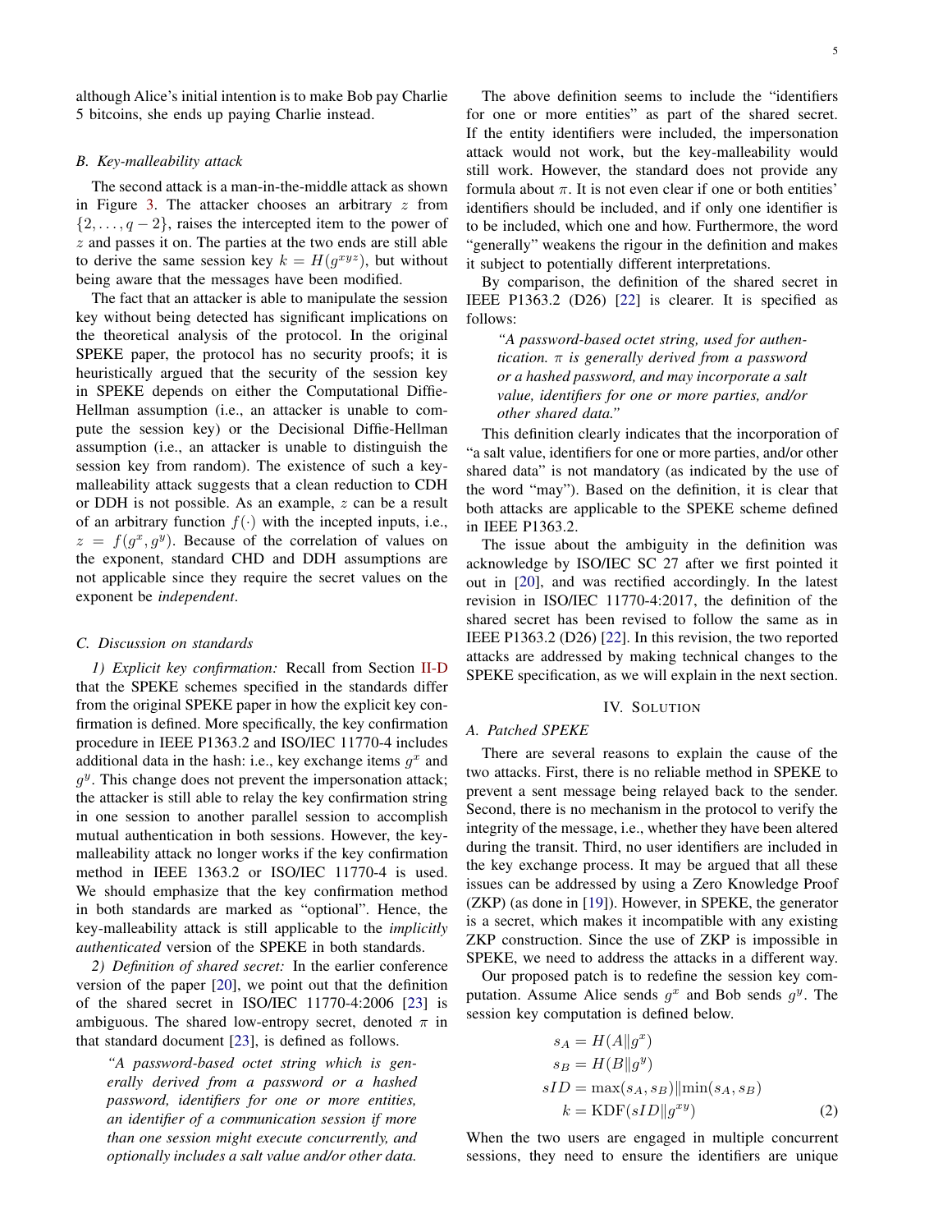although Alice's initial intention is to make Bob pay Charlie 5 bitcoins, she ends up paying Charlie instead.

### B. Key-malleability attack

The second attack is a man-in-the-middle attack as shown in Figure 3. The attacker chooses an arbitrary $z$ from $\{2, \ldots, q-2\}$, raises the intercepted item to the power of $z$ and passes it on. The parties at the two ends are still able to derive the same session key $k = H(g^{xyz})$, but without being aware that the messages have been modified.

The fact that an attacker is able to manipulate the session key without being detected has significant implications on the theoretical analysis of the protocol. In the original SPEKE paper, the protocol has no security proofs; it is heuristically argued that the security of the session key in SPEKE depends on either the Computational Diffie-Hellman assumption (i.e., an attacker is unable to compute the session key) or the Decisional Diffie-Hellman assumption (i.e., an attacker is unable to distinguish the session key from random). The existence of such a key-malleability attack suggests that a clean reduction to CDH or DDH is not possible. As an example, $z$ can be a result of an arbitrary function $f(\cdot)$ with the incepted inputs, i.e., $z = f(g^x, g^y)$. Because of the correlation of values on the exponent, standard CHD and DDH assumptions are not applicable since they require the secret values on the exponent be *independent*.

### C. Discussion on standards

*1) Explicit key confirmation:* Recall from Section II-D that the SPEKE schemes specified in the standards differ from the original SPEKE paper in how the explicit key confirmation is defined. More specifically, the key confirmation procedure in IEEE P1363.2 and ISO/IEC 11770-4 includes additional data in the hash: i.e., key exchange items $g^x$ and $g^y$. This change does not prevent the impersonation attack; the attacker is still able to relay the key confirmation string in one session to another parallel session to accomplish mutual authentication in both sessions. However, the key-malleability attack no longer works if the key confirmation method in IEEE 1363.2 or ISO/IEC 11770-4 is used. We should emphasize that the key confirmation method in both standards are marked as "optional". Hence, the key-malleability attack is still applicable to the *implicitly authenticated* version of the SPEKE in both standards.

*2) Definition of shared secret:* In the earlier conference version of the paper [20], we point out that the definition of the shared secret in ISO/IEC 11770-4:2006 [23] is ambiguous. The shared low-entropy secret, denoted $\pi$ in that standard document [23], is defined as follows.

> *"A password-based octet string which is generally derived from a password or a hashed password, identifiers for one or more entities, an identifier of a communication session if more than one session might execute concurrently, and optionally includes a salt value and/or other data.*

The above definition seems to include the "identifiers for one or more entities" as part of the shared secret. If the entity identifiers were included, the impersonation attack would not work, but the key-malleability would still work. However, the standard does not provide any formula about $\pi$. It is not even clear if one or both entities' identifiers should be included, and if only one identifier is to be included, which one and how. Furthermore, the word "generally" weakens the rigour in the definition and makes it subject to potentially different interpretations.

By comparison, the definition of the shared secret in IEEE P1363.2 (D26) [22] is clearer. It is specified as follows:

> *"A password-based octet string, used for authentication. $\pi$ is generally derived from a password or a hashed password, and may incorporate a salt value, identifiers for one or more parties, and/or other shared data."*

This definition clearly indicates that the incorporation of "a salt value, identifiers for one or more parties, and/or other shared data" is not mandatory (as indicated by the use of the word "may"). Based on the definition, it is clear that both attacks are applicable to the SPEKE scheme defined in IEEE P1363.2.

The issue about the ambiguity in the definition was acknowledge by ISO/IEC SC 27 after we first pointed it out in [20], and was rectified accordingly. In the latest revision in ISO/IEC 11770-4:2017, the definition of the shared secret has been revised to follow the same as in IEEE P1363.2 (D26) [22]. In this revision, the two reported attacks are addressed by making technical changes to the SPEKE specification, as we will explain in the next section.

## IV. Solution

### A. Patched SPEKE

There are several reasons to explain the cause of the two attacks. First, there is no reliable method in SPEKE to prevent a sent message being relayed back to the sender. Second, there is no mechanism in the protocol to verify the integrity of the message, i.e., whether they have been altered during the transit. Third, no user identifiers are included in the key exchange process. It may be argued that all these issues can be addressed by using a Zero Knowledge Proof (ZKP) (as done in [19]). However, in SPEKE, the generator is a secret, which makes it incompatible with any existing ZKP construction. Since the use of ZKP is impossible in SPEKE, we need to address the attacks in a different way.

Our proposed patch is to redefine the session key computation. Assume Alice sends $g^x$ and Bob sends $g^y$. The session key computation is defined below.

$$
\begin{aligned}
s_A &= H(A \| g^x) \\
s_B &= H(B \| g^y) \\
sID &= \max(s_A, s_B) \| \min(s_A, s_B) \\
k &= \text{KDF}(sID \| g^{xy})
\end{aligned}
\tag{2}
$$

When the two users are engaged in multiple concurrent sessions, they need to ensure the identifiers are unique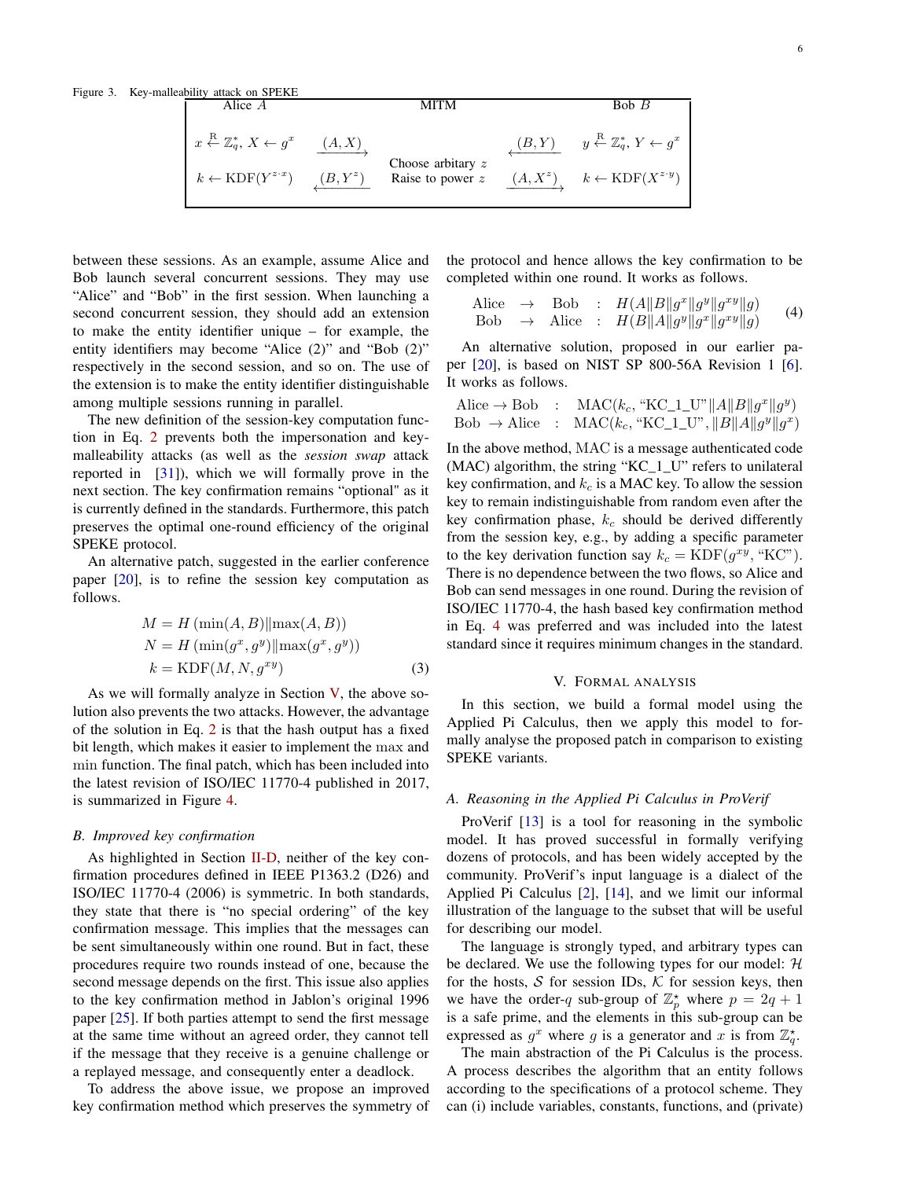Figure 3. Key-malleability attack on SPEKE

| Alice $A$ | | MITM | | Bob $B$ |
|---|---|---|---|---|
| $x \overset{R}{\leftarrow} \mathbb{Z}_q^*, X \leftarrow g^x$ | $\xrightarrow{(A,X)}$ | | $\xleftarrow{(B,Y)}$ | $y \overset{R}{\leftarrow} \mathbb{Z}_q^*, Y \leftarrow g^x$ |
| $k \leftarrow \text{KDF}(Y^{z \cdot x})$ | $\xleftarrow{(B,Y^z)}$ | Choose arbitary $z$ Raise to power $z$ | $\xrightarrow{(A,X^z)}$ | $k \leftarrow \text{KDF}(X^{z \cdot y})$ |

between these sessions. As an example, assume Alice and Bob launch several concurrent sessions. They may use "Alice" and "Bob" in the first session. When launching a second concurrent session, they should add an extension to make the entity identifier unique – for example, the entity identifiers may become "Alice (2)" and "Bob (2)" respectively in the second session, and so on. The use of the extension is to make the entity identifier distinguishable among multiple sessions running in parallel.

The new definition of the session-key computation function in Eq. 2 prevents both the impersonation and key-malleability attacks (as well as the *session swap* attack reported in [31]), which we will formally prove in the next section. The key confirmation remains "optional" as it is currently defined in the standards. Furthermore, this patch preserves the optimal one-round efficiency of the original SPEKE protocol.

An alternative patch, suggested in the earlier conference paper [20], is to refine the session key computation as follows.

$$
\begin{aligned}
M &= H\left(\min(A,B)\|\max(A,B)\right) \\
N &= H\left(\min(g^x,g^y)\|\max(g^x,g^y)\right) \\
k &= \text{KDF}(M,N,g^{xy})
\end{aligned}
\tag{3}
$$

As we will formally analyze in Section V, the above solution also prevents the two attacks. However, the advantage of the solution in Eq. 2 is that the hash output has a fixed bit length, which makes it easier to implement the max and min function. The final patch, which has been included into the latest revision of ISO/IEC 11770-4 published in 2017, is summarized in Figure 4.

### B. Improved key confirmation

As highlighted in Section II-D, neither of the key confirmation procedures defined in IEEE P1363.2 (D26) and ISO/IEC 11770-4 (2006) is symmetric. In both standards, they state that there is "no special ordering" of the key confirmation message. This implies that the messages can be sent simultaneously within one round. But in fact, these procedures require two rounds instead of one, because the second message depends on the first. This issue also applies to the key confirmation method in Jablon's original 1996 paper [25]. If both parties attempt to send the first message at the same time without an agreed order, they cannot tell if the message that they receive is a genuine challenge or a replayed message, and consequently enter a deadlock.

To address the above issue, we propose an improved key confirmation method which preserves the symmetry of the protocol and hence allows the key confirmation to be completed within one round. It works as follows.

$$
\begin{array}{lcll}
\text{Alice} & \rightarrow & \text{Bob} & : \ H(A\|B\|g^x\|g^y\|g^{xy}\|g) \\
\text{Bob} & \rightarrow & \text{Alice} & : \ H(B\|A\|g^y\|g^x\|g^{xy}\|g)
\end{array}
\tag{4}
$$

An alternative solution, proposed in our earlier paper [20], is based on NIST SP 800-56A Revision 1 [6]. It works as follows.

$$
\begin{array}{lcl}
\text{Alice} \rightarrow \text{Bob} & : & \text{MAC}(k_c, \text{“KC\_1\_U”}\|A\|B\|g^x\|g^y) \\
\text{Bob} \rightarrow \text{Alice} & : & \text{MAC}(k_c, \text{“KC\_1\_U”}, \|B\|A\|g^y\|g^x)
\end{array}
$$

In the above method, MAC is a message authenticated code (MAC) algorithm, the string "KC_1_U" refers to unilateral key confirmation, and $k_c$ is a MAC key. To allow the session key to remain indistinguishable from random even after the key confirmation phase, $k_c$ should be derived differently from the session key, e.g., by adding a specific parameter to the key derivation function say $k_c = \text{KDF}(g^{xy}, \text{“KC”})$. There is no dependence between the two flows, so Alice and Bob can send messages in one round. During the revision of ISO/IEC 11770-4, the hash based key confirmation method in Eq. 4 was preferred and was included into the latest standard since it requires minimum changes in the standard.

## V. Formal analysis

In this section, we build a formal model using the Applied Pi Calculus, then we apply this model to formally analyse the proposed patch in comparison to existing SPEKE variants.

### A. Reasoning in the Applied Pi Calculus in ProVerif

ProVerif [13] is a tool for reasoning in the symbolic model. It has proved successful in formally verifying dozens of protocols, and has been widely accepted by the community. ProVerif's input language is a dialect of the Applied Pi Calculus [2], [14], and we limit our informal illustration of the language to the subset that will be useful for describing our model.

The language is strongly typed, and arbitrary types can be declared. We use the following types for our model: $\mathcal{H}$ for the hosts, $\mathcal{S}$ for session IDs, $\mathcal{K}$ for session keys, then we have the order-$q$ sub-group of $\mathbb{Z}_p^\star$ where $p = 2q + 1$ is a safe prime, and the elements in this sub-group can be expressed as $g^x$ where $g$ is a generator and $x$ is from $\mathbb{Z}_q^\star$.

The main abstraction of the Pi Calculus is the process. A process describes the algorithm that an entity follows according to the specifications of a protocol scheme. They can (i) include variables, constants, functions, and (private)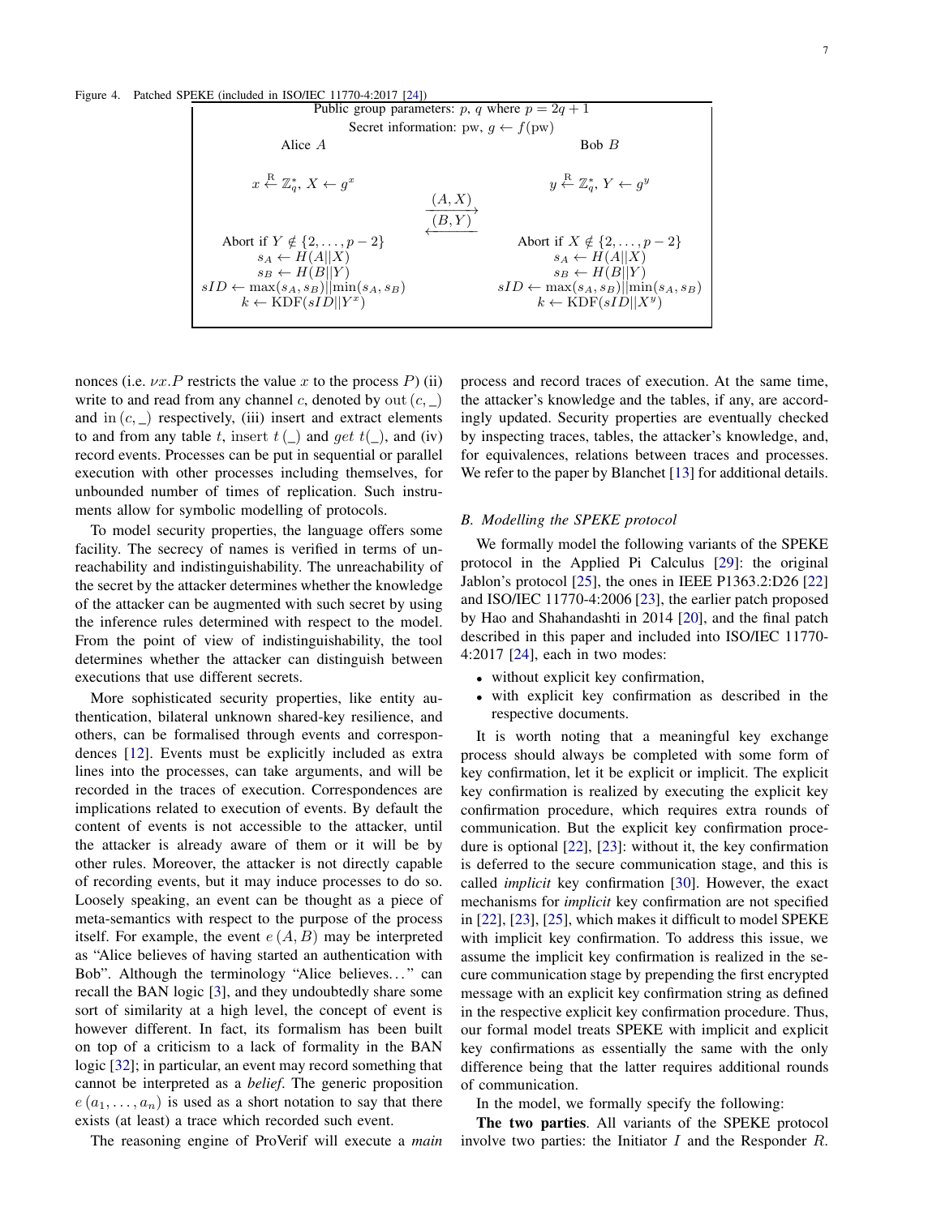Figure 4. Patched SPEKE (included in ISO/IEC 11770-4:2017 [24])

| Alice $A$ | | Bob $B$ |
|---|---|---|
| Public group parameters: $p$, $q$ where $p = 2q + 1$ | | |
| Secret information: pw, $g \leftarrow f(\text{pw})$ | | |
| $x \xleftarrow{R} \mathbb{Z}_q^*$, $X \leftarrow g^x$ | $\xrightarrow{(A, X)}$ | $y \xleftarrow{R} \mathbb{Z}_q^*$, $Y \leftarrow g^y$ |
| | $\xleftarrow{(B, Y)}$ | |
| Abort if $Y \notin \{2, \ldots, p-2\}$ | | Abort if $X \notin \{2, \ldots, p-2\}$ |
| $s_A \leftarrow H(A \| X)$ | | $s_A \leftarrow H(A \| X)$ |
| $s_B \leftarrow H(B \| Y)$ | | $s_B \leftarrow H(B \| Y)$ |
| $sID \leftarrow \max(s_A, s_B) \| \min(s_A, s_B)$ | | $sID \leftarrow \max(s_A, s_B) \| \min(s_A, s_B)$ |
| $k \leftarrow \text{KDF}(sID \| Y^x)$ | | $k \leftarrow \text{KDF}(sID \| X^y)$ |

nonces (i.e. $\nu x.P$ restricts the value $x$ to the process $P$) (ii) write to and read from any channel $c$, denoted by $\text{out}(c, \_)$ and $\text{in}(c, \_)$ respectively, (iii) insert and extract elements to and from any table $t$, $\text{insert } t(\_)$ and $\text{get } t(\_)$, and (iv) record events. Processes can be put in sequential or parallel execution with other processes including themselves, for unbounded number of times of replication. Such instruments allow for symbolic modelling of protocols.

To model security properties, the language offers some facility. The secrecy of names is verified in terms of unreachability and indistinguishability. The unreachability of the secret by the attacker determines whether the knowledge of the attacker can be augmented with such secret by using the inference rules determined with respect to the model. From the point of view of indistinguishability, the tool determines whether the attacker can distinguish between executions that use different secrets.

More sophisticated security properties, like entity authentication, bilateral unknown shared-key resilience, and others, can be formalised through events and correspondences [12]. Events must be explicitly included as extra lines into the processes, can take arguments, and will be recorded in the traces of execution. Correspondences are implications related to execution of events. By default the content of events is not accessible to the attacker, until the attacker is already aware of them or it will be by other rules. Moreover, the attacker is not directly capable of recording events, but it may induce processes to do so. Loosely speaking, an event can be thought as a piece of meta-semantics with respect to the purpose of the process itself. For example, the event $e(A, B)$ may be interpreted as "Alice believes of having started an authentication with Bob". Although the terminology "Alice believes..." can recall the BAN logic [3], and they undoubtedly share some sort of similarity at a high level, the concept of event is however different. In fact, its formalism has been built on top of a criticism to a lack of formality in the BAN logic [32]; in particular, an event may record something that cannot be interpreted as a *belief*. The generic proposition $e(a_1, \ldots, a_n)$ is used as a short notation to say that there exists (at least) a trace which recorded such event.

The reasoning engine of ProVerif will execute a *main* process and record traces of execution. At the same time, the attacker's knowledge and the tables, if any, are accordingly updated. Security properties are eventually checked by inspecting traces, tables, the attacker's knowledge, and, for equivalences, relations between traces and processes. We refer to the paper by Blanchet [13] for additional details.

### *B. Modelling the SPEKE protocol*

We formally model the following variants of the SPEKE protocol in the Applied Pi Calculus [29]: the original Jablon's protocol [25], the ones in IEEE P1363.2:D26 [22] and ISO/IEC 11770-4:2006 [23], the earlier patch proposed by Hao and Shahandashti in 2014 [20], and the final patch described in this paper and included into ISO/IEC 11770-4:2017 [24], each in two modes:

- without explicit key confirmation,
- with explicit key confirmation as described in the respective documents.

It is worth noting that a meaningful key exchange process should always be completed with some form of key confirmation, let it be explicit or implicit. The explicit key confirmation is realized by executing the explicit key confirmation procedure, which requires extra rounds of communication. But the explicit key confirmation procedure is optional [22], [23]: without it, the key confirmation is deferred to the secure communication stage, and this is called *implicit* key confirmation [30]. However, the exact mechanisms for *implicit* key confirmation are not specified in [22], [23], [25], which makes it difficult to model SPEKE with implicit key confirmation. To address this issue, we assume the implicit key confirmation is realized in the secure communication stage by prepending the first encrypted message with an explicit key confirmation string as defined in the respective explicit key confirmation procedure. Thus, our formal model treats SPEKE with implicit and explicit key confirmations as essentially the same with the only difference being that the latter requires additional rounds of communication.

In the model, we formally specify the following:

**The two parties**. All variants of the SPEKE protocol involve two parties: the Initiator $I$ and the Responder $R$.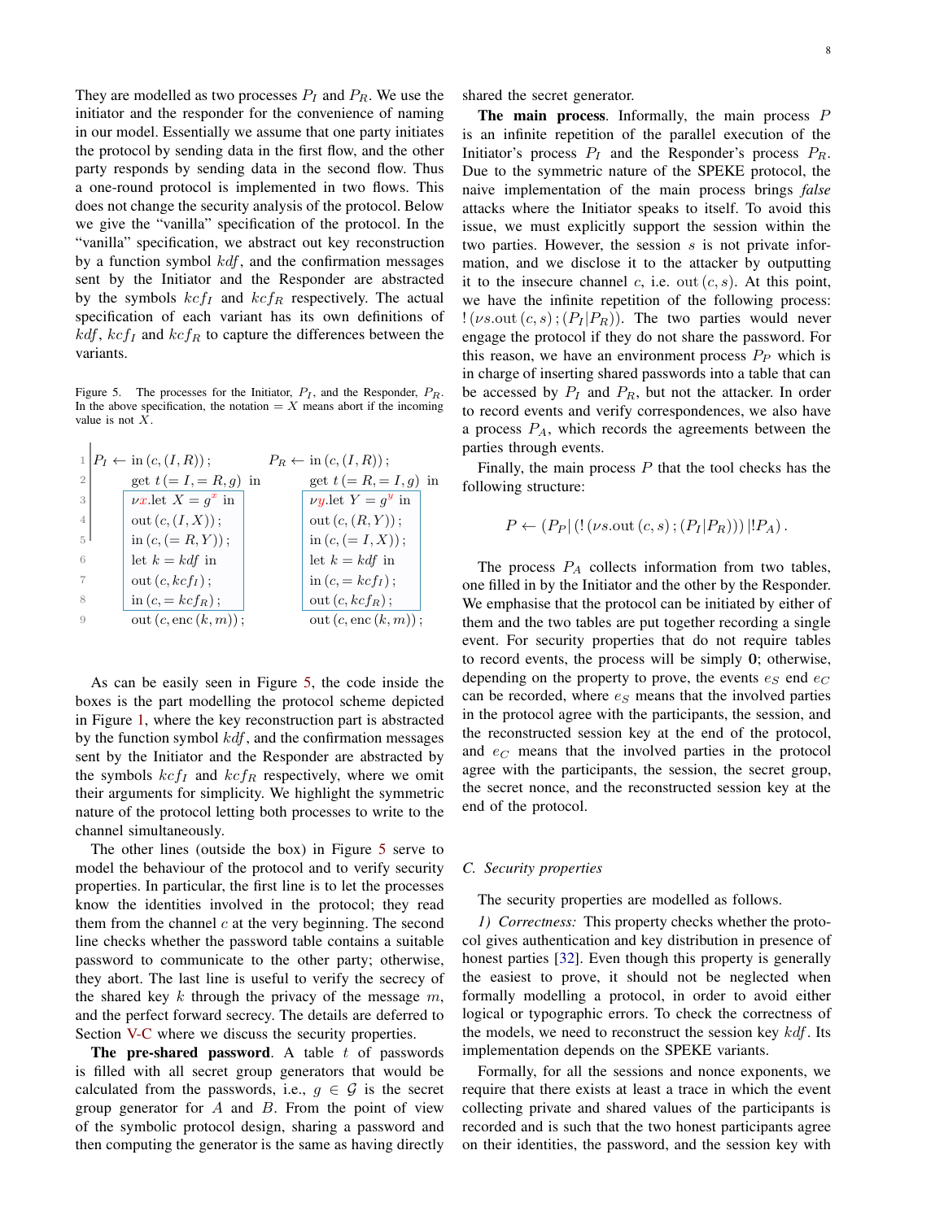They are modelled as two processes $P_I$ and $P_R$. We use the initiator and the responder for the convenience of naming in our model. Essentially we assume that one party initiates the protocol by sending data in the first flow, and the other party responds by sending data in the second flow. Thus a one-round protocol is implemented in two flows. This does not change the security analysis of the protocol. Below we give the "vanilla" specification of the protocol. In the "vanilla" specification, we abstract out key reconstruction by a function symbol $kdf$, and the confirmation messages sent by the Initiator and the Responder are abstracted by the symbols $kcf_I$ and $kcf_R$ respectively. The actual specification of each variant has its own definitions of $kdf$, $kcf_I$ and $kcf_R$ to capture the differences between the variants.

Figure 5. The processes for the Initiator, $P_I$, and the Responder, $P_R$. In the above specification, the notation $= X$ means abort if the incoming value is not $X$.

| | $P_I$ | $P_R$ |
|---|---|---|
| 1 | $P_I \leftarrow \text{in}\,(c, (I, R))\,;$ | $P_R \leftarrow \text{in}\,(c, (I, R))\,;$ |
| 2 | $\text{get } t\,(= I, = R, g) \text{ in}$ | $\text{get } t\,(= R, = I, g) \text{ in}$ |
| 3 | $\nu x.\text{let } X = g^x \text{ in}$ | $\nu y.\text{let } Y = g^y \text{ in}$ |
| 4 | $\text{out}\,(c, (I, X))\,;$ | $\text{out}\,(c, (R, Y))\,;$ |
| 5 | $\text{in}\,(c, (= R, Y))\,;$ | $\text{in}\,(c, (= I, X))\,;$ |
| 6 | $\text{let } k = kdf \text{ in}$ | $\text{let } k = kdf \text{ in}$ |
| 7 | $\text{out}\,(c, kcf_I)\,;$ | $\text{in}\,(c, = kcf_I)\,;$ |
| 8 | $\text{in}\,(c, = kcf_R)\,;$ | $\text{out}\,(c, kcf_R)\,;$ |
| 9 | $\text{out}\,(c, \text{enc}\,(k, m))\,;$ | $\text{out}\,(c, \text{enc}\,(k, m))\,;$ |

As can be easily seen in Figure 5, the code inside the boxes is the part modelling the protocol scheme depicted in Figure 1, where the key reconstruction part is abstracted by the function symbol $kdf$, and the confirmation messages sent by the Initiator and the Responder are abstracted by the symbols $kcf_I$ and $kcf_R$ respectively, where we omit their arguments for simplicity. We highlight the symmetric nature of the protocol letting both processes to write to the channel simultaneously.

The other lines (outside the box) in Figure 5 serve to model the behaviour of the protocol and to verify security properties. In particular, the first line is to let the processes know the identities involved in the protocol; they read them from the channel $c$ at the very beginning. The second line checks whether the password table contains a suitable password to communicate to the other party; otherwise, they abort. The last line is useful to verify the secrecy of the shared key $k$ through the privacy of the message $m$, and the perfect forward secrecy. The details are deferred to Section V-C where we discuss the security properties.

**The pre-shared password**. A table $t$ of passwords is filled with all secret group generators that would be calculated from the passwords, i.e., $g \in \mathcal{G}$ is the secret group generator for $A$ and $B$. From the point of view of the symbolic protocol design, sharing a password and then computing the generator is the same as having directly shared the secret generator.

**The main process**. Informally, the main process $P$ is an infinite repetition of the parallel execution of the Initiator's process $P_I$ and the Responder's process $P_R$. Due to the symmetric nature of the SPEKE protocol, the naive implementation of the main process brings *false* attacks where the Initiator speaks to itself. To avoid this issue, we must explicitly support the session within the two parties. However, the session $s$ is not private information, and we disclose it to the attacker by outputting it to the insecure channel $c$, i.e. $\text{out}\,(c, s)$. At this point, we have the infinite repetition of the following process: $!\,(\nu s.\text{out}\,(c, s)\,; (P_I|P_R))$. The two parties would never engage the protocol if they do not share the password. For this reason, we have an environment process $P_P$ which is in charge of inserting shared passwords into a table that can be accessed by $P_I$ and $P_R$, but not the attacker. In order to record events and verify correspondences, we also have a process $P_A$, which records the agreements between the parties through events.

Finally, the main process $P$ that the tool checks has the following structure:

$$P \leftarrow (P_P|\,(!\,(\nu s.\text{out}\,(c, s)\,; (P_I|P_R)))\,|!P_A)\,.$$

The process $P_A$ collects information from two tables, one filled in by the Initiator and the other by the Responder. We emphasise that the protocol can be initiated by either of them and the two tables are put together recording a single event. For security properties that do not require tables to record events, the process will be simply $\mathbf{0}$; otherwise, depending on the property to prove, the events $e_S$ end $e_C$ can be recorded, where $e_S$ means that the involved parties in the protocol agree with the participants, the session, and the reconstructed session key at the end of the protocol, and $e_C$ means that the involved parties in the protocol agree with the participants, the session, the secret group, the secret nonce, and the reconstructed session key at the end of the protocol.

### C. Security properties

The security properties are modelled as follows.

*1) Correctness:* This property checks whether the protocol gives authentication and key distribution in presence of honest parties [32]. Even though this property is generally the easiest to prove, it should not be neglected when formally modelling a protocol, in order to avoid either logical or typographic errors. To check the correctness of the models, we need to reconstruct the session key $kdf$. Its implementation depends on the SPEKE variants.

Formally, for all the sessions and nonce exponents, we require that there exists at least a trace in which the event collecting private and shared values of the participants is recorded and is such that the two honest participants agree on their identities, the password, and the session key with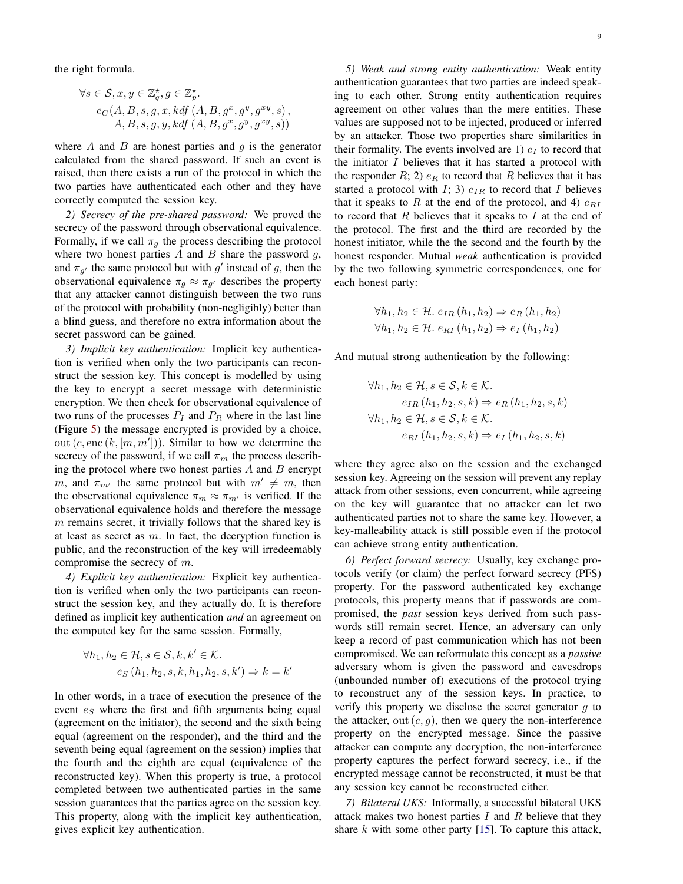the right formula.

$$
\begin{aligned}
\forall s \in \mathcal{S}, x, y \in \mathbb{Z}_q^\star, g \in \mathbb{Z}_p^\star.&\\
e_C(A, B, s, g, x, kdf\left(A, B, g^x, g^y, g^{xy}, s\right),&\\
A, B, s, g, y, kdf\left(A, B, g^x, g^y, g^{xy}, s\right))&
\end{aligned}
$$

where $A$ and $B$ are honest parties and $g$ is the generator calculated from the shared password. If such an event is raised, then there exists a run of the protocol in which the two parties have authenticated each other and they have correctly computed the session key.

*2) Secrecy of the pre-shared password:* We proved the secrecy of the password through observational equivalence. Formally, if we call $\pi_g$ the process describing the protocol where two honest parties $A$ and $B$ share the password $g$, and $\pi_{g'}$ the same protocol but with $g'$ instead of $g$, then the observational equivalence $\pi_g \approx \pi_{g'}$ describes the property that any attacker cannot distinguish between the two runs of the protocol with probability (non-negligibly) better than a blind guess, and therefore no extra information about the secret password can be gained.

*3) Implicit key authentication:* Implicit key authentication is verified when only the two participants can reconstruct the session key. This concept is modelled by using the key to encrypt a secret message with deterministic encryption. We then check for observational equivalence of two runs of the processes $P_I$ and $P_R$ where in the last line (Figure 5) the message encrypted is provided by a choice, $\mathrm{out}\left(c, \mathrm{enc}\left(k, [m, m']\right)\right)$. Similar to how we determine the secrecy of the password, if we call $\pi_m$ the process describing the protocol where two honest parties $A$ and $B$ encrypt $m$, and $\pi_{m'}$ the same protocol but with $m' \neq m$, then the observational equivalence $\pi_m \approx \pi_{m'}$ is verified. If the observational equivalence holds and therefore the message $m$ remains secret, it trivially follows that the shared key is at least as secret as $m$. In fact, the decryption function is public, and the reconstruction of the key will irredeemably compromise the secrecy of $m$.

*4) Explicit key authentication:* Explicit key authentication is verified when only the two participants can reconstruct the session key, and they actually do. It is therefore defined as implicit key authentication *and* an agreement on the computed key for the same session. Formally,

$$
\begin{aligned}
\forall h_1, h_2 \in \mathcal{H}, s \in \mathcal{S}, k, k' \in \mathcal{K}.&\\
e_S\left(h_1, h_2, s, k, h_1, h_2, s, k'\right) \Rightarrow k = k'&
\end{aligned}
$$

In other words, in a trace of execution the presence of the event $e_S$ where the first and fifth arguments being equal (agreement on the initiator), the second and the sixth being equal (agreement on the responder), and the third and the seventh being equal (agreement on the session) implies that the fourth and the eighth are equal (equivalence of the reconstructed key). When this property is true, a protocol completed between two authenticated parties in the same session guarantees that the parties agree on the session key. This property, along with the implicit key authentication, gives explicit key authentication.

*5) Weak and strong entity authentication:* Weak entity authentication guarantees that two parties are indeed speaking to each other. Strong entity authentication requires agreement on other values than the mere entities. These values are supposed not to be injected, produced or inferred by an attacker. Those two properties share similarities in their formality. The events involved are 1) $e_I$ to record that the initiator $I$ believes that it has started a protocol with the responder $R$; 2) $e_R$ to record that $R$ believes that it has started a protocol with $I$; 3) $e_{IR}$ to record that $I$ believes that it speaks to $R$ at the end of the protocol, and 4) $e_{RI}$ to record that $R$ believes that it speaks to $I$ at the end of the protocol. The first and the third are recorded by the honest initiator, while the the second and the fourth by the honest responder. Mutual *weak* authentication is provided by the two following symmetric correspondences, one for each honest party:

$$
\begin{aligned}
\forall h_1, h_2 \in \mathcal{H}.\ e_{IR}\left(h_1, h_2\right) \Rightarrow e_R\left(h_1, h_2\right)\\
\forall h_1, h_2 \in \mathcal{H}.\ e_{RI}\left(h_1, h_2\right) \Rightarrow e_I\left(h_1, h_2\right)
\end{aligned}
$$

And mutual strong authentication by the following:

$$
\begin{aligned}
\forall h_1, h_2 \in \mathcal{H}, s \in \mathcal{S}, k \in \mathcal{K}.&\\
e_{IR}\left(h_1, h_2, s, k\right) \Rightarrow e_R\left(h_1, h_2, s, k\right)&\\
\forall h_1, h_2 \in \mathcal{H}, s \in \mathcal{S}, k \in \mathcal{K}.&\\
e_{RI}\left(h_1, h_2, s, k\right) \Rightarrow e_I\left(h_1, h_2, s, k\right)&
\end{aligned}
$$

where they agree also on the session and the exchanged session key. Agreeing on the session will prevent any replay attack from other sessions, even concurrent, while agreeing on the key will guarantee that no attacker can let two authenticated parties not to share the same key. However, a key-malleability attack is still possible even if the protocol can achieve strong entity authentication.

*6) Perfect forward secrecy:* Usually, key exchange protocols verify (or claim) the perfect forward secrecy (PFS) property. For the password authenticated key exchange protocols, this property means that if passwords are compromised, the *past* session keys derived from such passwords still remain secret. Hence, an adversary can only keep a record of past communication which has not been compromised. We can reformulate this concept as a *passive* adversary whom is given the password and eavesdrops (unbounded number of) executions of the protocol trying to reconstruct any of the session keys. In practice, to verify this property we disclose the secret generator $g$ to the attacker, $\mathrm{out}\left(c, g\right)$, then we query the non-interference property on the encrypted message. Since the passive attacker can compute any decryption, the non-interference property captures the perfect forward secrecy, i.e., if the encrypted message cannot be reconstructed, it must be that any session key cannot be reconstructed either.

*7) Bilateral UKS:* Informally, a successful bilateral UKS attack makes two honest parties $I$ and $R$ believe that they share $k$ with some other party [15]. To capture this attack,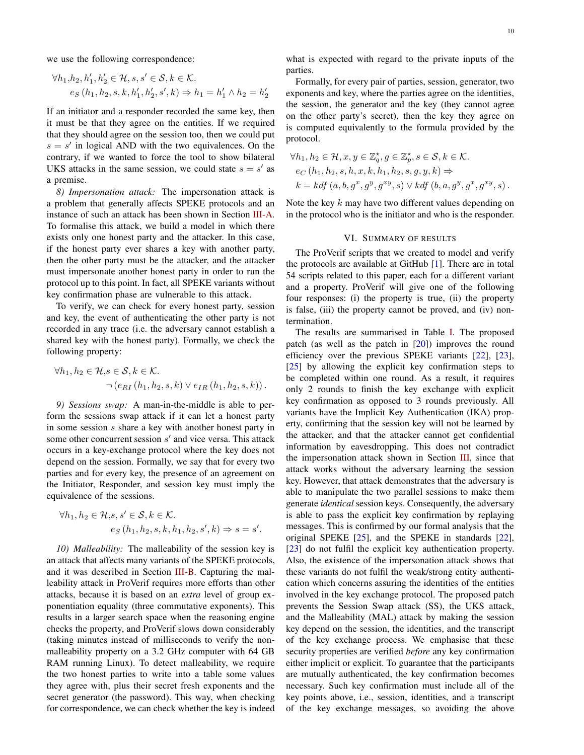we use the following correspondence:

$$\forall h_1, h_2, h_1', h_2' \in \mathcal{H}, s, s' \in \mathcal{S}, k \in \mathcal{K}.$$
$$e_S\left(h_1, h_2, s, k, h_1', h_2', s', k\right) \Rightarrow h_1 = h_1' \wedge h_2 = h_2'$$

If an initiator and a responder recorded the same key, then it must be that they agree on the entities. If we required that they should agree on the session too, then we could put $s = s'$ in logical AND with the two equivalences. On the contrary, if we wanted to force the tool to show bilateral UKS attacks in the same session, we could state $s = s'$ as a premise.

*8) Impersonation attack:* The impersonation attack is a problem that generally affects SPEKE protocols and an instance of such an attack has been shown in Section III-A. To formalise this attack, we build a model in which there exists only one honest party and the attacker. In this case, if the honest party ever shares a key with another party, then the other party must be the attacker, and the attacker must impersonate another honest party in order to run the protocol up to this point. In fact, all SPEKE variants without key confirmation phase are vulnerable to this attack.

To verify, we can check for every honest party, session and key, the event of authenticating the other party is not recorded in any trace (i.e. the adversary cannot establish a shared key with the honest party). Formally, we check the following property:

$$\forall h_1, h_2 \in \mathcal{H}, s \in \mathcal{S}, k \in \mathcal{K}.$$
$$\neg\left(e_{RI}\left(h_1, h_2, s, k\right) \vee e_{IR}\left(h_1, h_2, s, k\right)\right).$$

*9) Sessions swap:* A man-in-the-middle is able to perform the sessions swap attack if it can let a honest party in some session $s$ share a key with another honest party in some other concurrent session $s'$ and vice versa. This attack occurs in a key-exchange protocol where the key does not depend on the session. Formally, we say that for every two parties and for every key, the presence of an agreement on the Initiator, Responder, and session key must imply the equivalence of the sessions.

$$\forall h_1, h_2 \in \mathcal{H}, s, s' \in \mathcal{S}, k \in \mathcal{K}.$$
$$e_S\left(h_1, h_2, s, k, h_1, h_2, s', k\right) \Rightarrow s = s'.$$

*10) Malleability:* The malleability of the session key is an attack that affects many variants of the SPEKE protocols, and it was described in Section III-B. Capturing the malleability attack in ProVerif requires more efforts than other attacks, because it is based on an *extra* level of group exponentiation equality (three commutative exponents). This results in a larger search space when the reasoning engine checks the property, and ProVerif slows down considerably (taking minutes instead of milliseconds to verify the non-malleability property on a 3.2 GHz computer with 64 GB RAM running Linux). To detect malleability, we require the two honest parties to write into a table some values they agree with, plus their secret fresh exponents and the secret generator (the password). This way, when checking for correspondence, we can check whether the key is indeed what is expected with regard to the private inputs of the parties.

Formally, for every pair of parties, session, generator, two exponents and key, where the parties agree on the identities, the session, the generator and the key (they cannot agree on the other party's secret), then the key they agree on is computed equivalently to the formula provided by the protocol.

$$\forall h_1, h_2 \in \mathcal{H}, x, y \in \mathbb{Z}_q^\star, g \in \mathbb{Z}_p^\star, s \in \mathcal{S}, k \in \mathcal{K}.$$
$$e_C\left(h_1, h_2, s, h, x, k, h_1, h_2, s, g, y, k\right) \Rightarrow$$
$$k = kdf\left(a, b, g^x, g^y, g^{xy}, s\right) \vee kdf\left(b, a, g^y, g^x, g^{xy}, s\right).$$

Note the key $k$ may have two different values depending on in the protocol who is the initiator and who is the responder.

## VI. Summary of Results

The ProVerif scripts that we created to model and verify the protocols are available at GitHub [1]. There are in total 54 scripts related to this paper, each for a different variant and a property. ProVerif will give one of the following four responses: (i) the property is true, (ii) the property is false, (iii) the property cannot be proved, and (iv) non-termination.

The results are summarised in Table I. The proposed patch (as well as the patch in [20]) improves the round efficiency over the previous SPEKE variants [22], [23], [25] by allowing the explicit key confirmation steps to be completed within one round. As a result, it requires only 2 rounds to finish the key exchange with explicit key confirmation as opposed to 3 rounds previously. All variants have the Implicit Key Authentication (IKA) property, confirming that the session key will not be learned by the attacker, and that the attacker cannot get confidential information by eavesdropping. This does not contradict the impersonation attack shown in Section III, since that attack works without the adversary learning the session key. However, that attack demonstrates that the adversary is able to manipulate the two parallel sessions to make them generate *identical* session keys. Consequently, the adversary is able to pass the explicit key confirmation by replaying messages. This is confirmed by our formal analysis that the original SPEKE [25], and the SPEKE in standards [22], [23] do not fulfil the explicit key authentication property. Also, the existence of the impersonation attack shows that these variants do not fulfil the weak/strong entity authentication which concerns assuring the identities of the entities involved in the key exchange protocol. The proposed patch prevents the Session Swap attack (SS), the UKS attack, and the Malleability (MAL) attack by making the session key depend on the session, the identities, and the transcript of the key exchange process. We emphasise that these security properties are verified *before* any key confirmation either implicit or explicit. To guarantee that the participants are mutually authenticated, the key confirmation becomes necessary. Such key confirmation must include all of the key points above, i.e., session, identities, and a transcript of the key exchange messages, so avoiding the above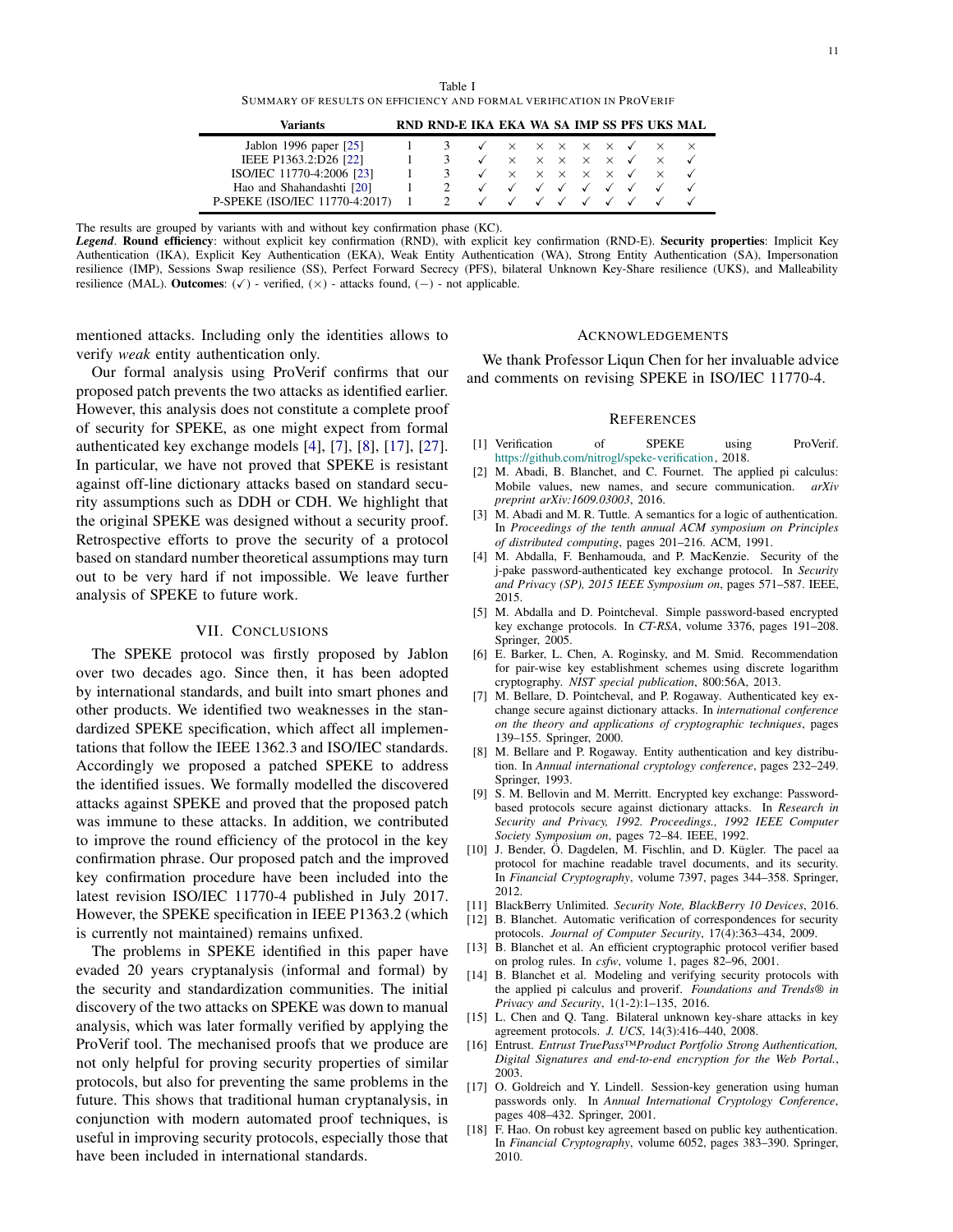Table I
SUMMARY OF RESULTS ON EFFICIENCY AND FORMAL VERIFICATION IN PROVERIF

| Variants | RND | RND-E | IKA | EKA | WA | SA | IMP | SS | PFS | UKS | MAL |
|---|---|---|---|---|---|---|---|---|---|---|---|
| Jablon 1996 paper [25] | 1 | 3 | ✓ | × | × | × | × | × | ✓ | × | × |
| IEEE P1363.2:D26 [22] | 1 | 3 | ✓ | × | × | × | × | × | ✓ | × | ✓ |
| ISO/IEC 11770-4:2006 [23] | 1 | 3 | ✓ | × | × | × | × | × | ✓ | × | ✓ |
| Hao and Shahandashti [20] | 1 | 2 | ✓ | ✓ | ✓ | ✓ | ✓ | ✓ | ✓ | ✓ | ✓ |
| P-SPEKE (ISO/IEC 11770-4:2017) | 1 | 2 | ✓ | ✓ | ✓ | ✓ | ✓ | ✓ | ✓ | ✓ | ✓ |

The results are grouped by variants with and without key confirmation phase (KC).
***Legend***. **Round efficiency**: without explicit key confirmation (RND), with explicit key confirmation (RND-E). **Security properties**: Implicit Key Authentication (IKA), Explicit Key Authentication (EKA), Weak Entity Authentication (WA), Strong Entity Authentication (SA), Impersonation resilience (IMP), Sessions Swap resilience (SS), Perfect Forward Secrecy (PFS), bilateral Unknown Key-Share resilience (UKS), and Malleability resilience (MAL). **Outcomes**: (✓) - verified, (×) - attacks found, (−) - not applicable.

mentioned attacks. Including only the identities allows to verify *weak* entity authentication only.

Our formal analysis using ProVerif confirms that our proposed patch prevents the two attacks as identified earlier. However, this analysis does not constitute a complete proof of security for SPEKE, as one might expect from formal authenticated key exchange models [4], [7], [8], [17], [27]. In particular, we have not proved that SPEKE is resistant against off-line dictionary attacks based on standard security assumptions such as DDH or CDH. We highlight that the original SPEKE was designed without a security proof. Retrospective efforts to prove the security of a protocol based on standard number theoretical assumptions may turn out to be very hard if not impossible. We leave further analysis of SPEKE to future work.

## VII. Conclusions

The SPEKE protocol was firstly proposed by Jablon over two decades ago. Since then, it has been adopted by international standards, and built into smart phones and other products. We identified two weaknesses in the standardized SPEKE specification, which affect all implementations that follow the IEEE 1362.3 and ISO/IEC standards. Accordingly we proposed a patched SPEKE to address the identified issues. We formally modelled the discovered attacks against SPEKE and proved that the proposed patch was immune to these attacks. In addition, we contributed to improve the round efficiency of the protocol in the key confirmation phrase. Our proposed patch and the improved key confirmation procedure have been included into the latest revision ISO/IEC 11770-4 published in July 2017. However, the SPEKE specification in IEEE P1363.2 (which is currently not maintained) remains unfixed.

The problems in SPEKE identified in this paper have evaded 20 years cryptanalysis (informal and formal) by the security and standardization communities. The initial discovery of the two attacks on SPEKE was down to manual analysis, which was later formally verified by applying the ProVerif tool. The mechanised proofs that we produce are not only helpful for proving security properties of similar protocols, but also for preventing the same problems in the future. This shows that traditional human cryptanalysis, in conjunction with modern automated proof techniques, is useful in improving security protocols, especially those that have been included in international standards.

## Acknowledgements

We thank Professor Liqun Chen for her invaluable advice and comments on revising SPEKE in ISO/IEC 11770-4.

## References

[1] Verification of SPEKE using ProVerif. https://github.com/nitrogl/speke-verification, 2018.

[2] M. Abadi, B. Blanchet, and C. Fournet. The applied pi calculus: Mobile values, new names, and secure communication. *arXiv preprint arXiv:1609.03003*, 2016.

[3] M. Abadi and M. R. Tuttle. A semantics for a logic of authentication. In *Proceedings of the tenth annual ACM symposium on Principles of distributed computing*, pages 201–216. ACM, 1991.

[4] M. Abdalla, F. Benhamouda, and P. MacKenzie. Security of the j-pake password-authenticated key exchange protocol. In *Security and Privacy (SP), 2015 IEEE Symposium on*, pages 571–587. IEEE, 2015.

[5] M. Abdalla and D. Pointcheval. Simple password-based encrypted key exchange protocols. In *CT-RSA*, volume 3376, pages 191–208. Springer, 2005.

[6] E. Barker, L. Chen, A. Roginsky, and M. Smid. Recommendation for pair-wise key establishment schemes using discrete logarithm cryptography. *NIST special publication*, 800:56A, 2013.

[7] M. Bellare, D. Pointcheval, and P. Rogaway. Authenticated key exchange secure against dictionary attacks. In *international conference on the theory and applications of cryptographic techniques*, pages 139–155. Springer, 2000.

[8] M. Bellare and P. Rogaway. Entity authentication and key distribution. In *Annual international cryptology conference*, pages 232–249. Springer, 1993.

[9] S. M. Bellovin and M. Merritt. Encrypted key exchange: Password-based protocols secure against dictionary attacks. In *Research in Security and Privacy, 1992. Proceedings., 1992 IEEE Computer Society Symposium on*, pages 72–84. IEEE, 1992.

[10] J. Bender, Ö. Dagdelen, M. Fischlin, and D. Kügler. The pace| aa protocol for machine readable travel documents, and its security. In *Financial Cryptography*, volume 7397, pages 344–358. Springer, 2012.

[11] BlackBerry Unlimited. *Security Note, BlackBerry 10 Devices*, 2016.

[12] B. Blanchet. Automatic verification of correspondences for security protocols. *Journal of Computer Security*, 17(4):363–434, 2009.

[13] B. Blanchet et al. An efficient cryptographic protocol verifier based on prolog rules. In *csfw*, volume 1, pages 82–96, 2001.

[14] B. Blanchet et al. Modeling and verifying security protocols with the applied pi calculus and proverif. *Foundations and Trends® in Privacy and Security*, 1(1-2):1–135, 2016.

[15] L. Chen and Q. Tang. Bilateral unknown key-share attacks in key agreement protocols. *J. UCS*, 14(3):416–440, 2008.

[16] Entrust. *Entrust TruePass™Product Portfolio Strong Authentication, Digital Signatures and end-to-end encryption for the Web Portal.*, 2003.

[17] O. Goldreich and Y. Lindell. Session-key generation using human passwords only. In *Annual International Cryptology Conference*, pages 408–432. Springer, 2001.

[18] F. Hao. On robust key agreement based on public key authentication. In *Financial Cryptography*, volume 6052, pages 383–390. Springer, 2010.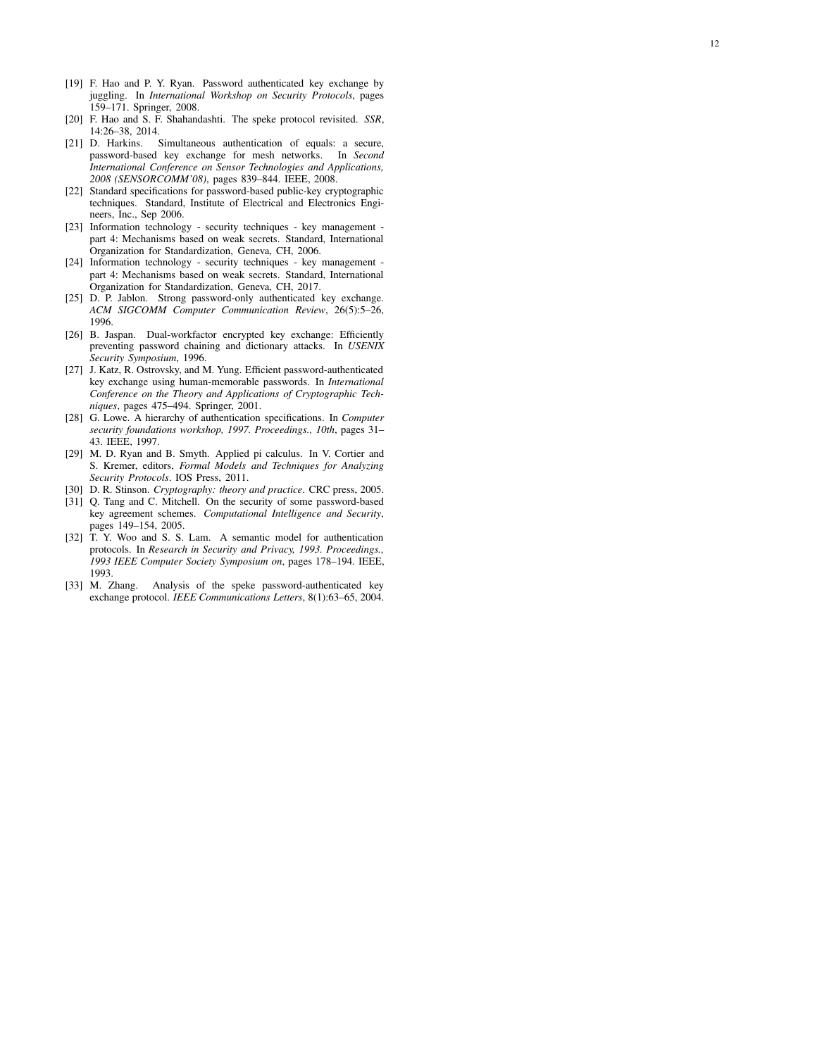[19] F. Hao and P. Y. Ryan. Password authenticated key exchange by juggling. In *International Workshop on Security Protocols*, pages 159–171. Springer, 2008.

[20] F. Hao and S. F. Shahandashti. The speke protocol revisited. *SSR*, 14:26–38, 2014.

[21] D. Harkins. Simultaneous authentication of equals: a secure, password-based key exchange for mesh networks. In *Second International Conference on Sensor Technologies and Applications, 2008 (SENSORCOMM'08)*, pages 839–844. IEEE, 2008.

[22] Standard specifications for password-based public-key cryptographic techniques. Standard, Institute of Electrical and Electronics Engineers, Inc., Sep 2006.

[23] Information technology - security techniques - key management - part 4: Mechanisms based on weak secrets. Standard, International Organization for Standardization, Geneva, CH, 2006.

[24] Information technology - security techniques - key management - part 4: Mechanisms based on weak secrets. Standard, International Organization for Standardization, Geneva, CH, 2017.

[25] D. P. Jablon. Strong password-only authenticated key exchange. *ACM SIGCOMM Computer Communication Review*, 26(5):5–26, 1996.

[26] B. Jaspan. Dual-workfactor encrypted key exchange: Efficiently preventing password chaining and dictionary attacks. In *USENIX Security Symposium*, 1996.

[27] J. Katz, R. Ostrovsky, and M. Yung. Efficient password-authenticated key exchange using human-memorable passwords. In *International Conference on the Theory and Applications of Cryptographic Techniques*, pages 475–494. Springer, 2001.

[28] G. Lowe. A hierarchy of authentication specifications. In *Computer security foundations workshop, 1997. Proceedings., 10th*, pages 31–43. IEEE, 1997.

[29] M. D. Ryan and B. Smyth. Applied pi calculus. In V. Cortier and S. Kremer, editors, *Formal Models and Techniques for Analyzing Security Protocols*. IOS Press, 2011.

[30] D. R. Stinson. *Cryptography: theory and practice*. CRC press, 2005.

[31] Q. Tang and C. Mitchell. On the security of some password-based key agreement schemes. *Computational Intelligence and Security*, pages 149–154, 2005.

[32] T. Y. Woo and S. S. Lam. A semantic model for authentication protocols. In *Research in Security and Privacy, 1993. Proceedings., 1993 IEEE Computer Society Symposium on*, pages 178–194. IEEE, 1993.

[33] M. Zhang. Analysis of the speke password-authenticated key exchange protocol. *IEEE Communications Letters*, 8(1):63–65, 2004.